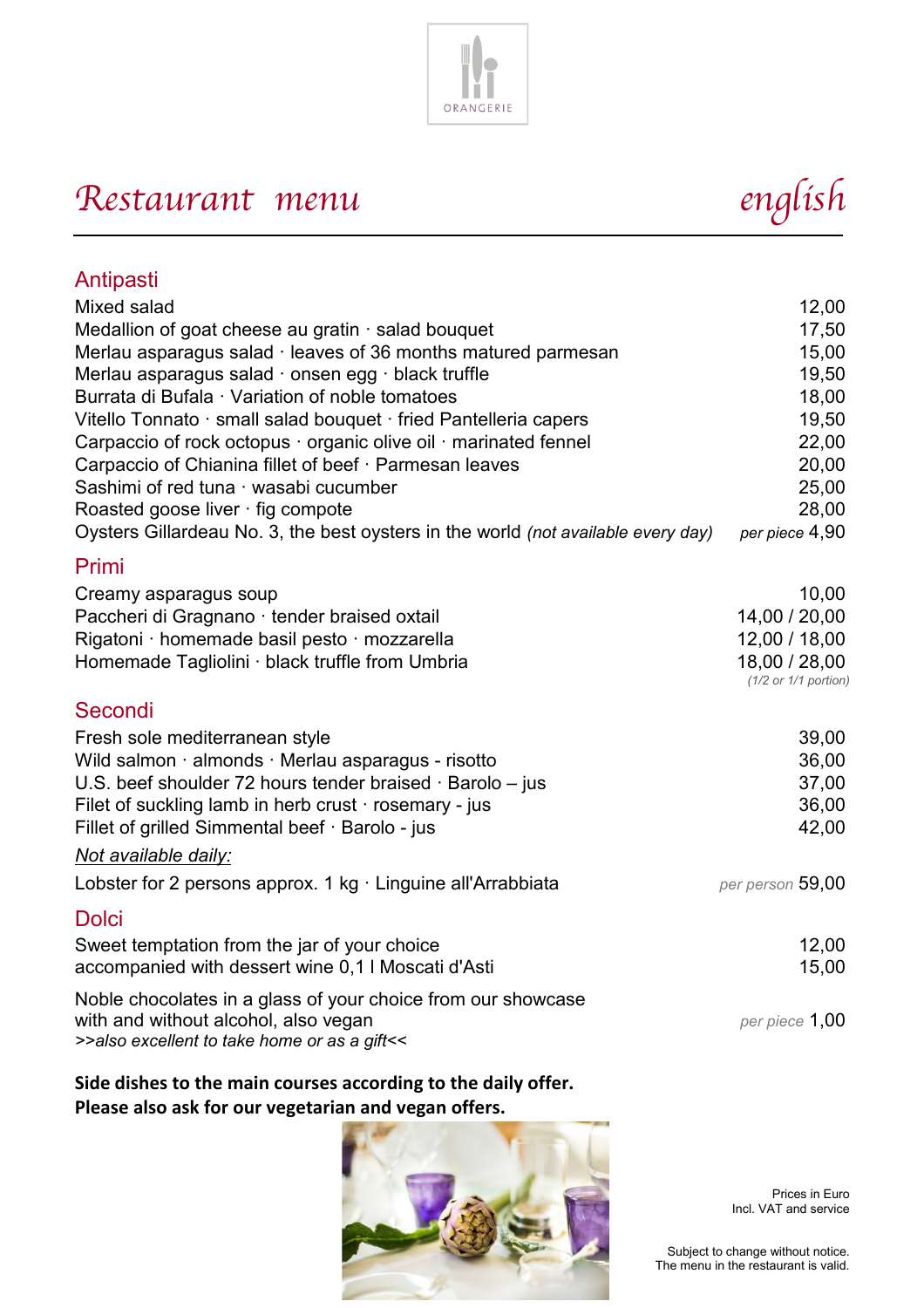ORANGERIE

# Restaurant menu

*english*

## Antipasti

| Dish | Price |
|---|---|
| Mixed salad | 12,00 |
| Medallion of goat cheese au gratin · salad bouquet | 17,50 |
| Merlau asparagus salad · leaves of 36 months matured parmesan | 15,00 |
| Merlau asparagus salad · onsen egg · black truffle | 19,50 |
| Burrata di Bufala · Variation of noble tomatoes | 18,00 |
| Vitello Tonnato · small salad bouquet · fried Pantelleria capers | 19,50 |
| Carpaccio of rock octopus · organic olive oil · marinated fennel | 22,00 |
| Carpaccio of Chianina fillet of beef · Parmesan leaves | 20,00 |
| Sashimi of red tuna · wasabi cucumber | 25,00 |
| Roasted goose liver · fig compote | 28,00 |
| Oysters Gillardeau No. 3, the best oysters in the world *(not available every day)* | *per piece* 4,90 |

## Primi

| Dish | Price |
|---|---|
| Creamy asparagus soup | 10,00 |
| Paccheri di Gragnano · tender braised oxtail | 14,00 / 20,00 |
| Rigatoni · homemade basil pesto · mozzarella | 12,00 / 18,00 |
| Homemade Tagliolini · black truffle from Umbria | 18,00 / 28,00 |

*(1/2 or 1/1 portion)*

## Secondi

| Dish | Price |
|---|---|
| Fresh sole mediterranean style | 39,00 |
| Wild salmon · almonds · Merlau asparagus - risotto | 36,00 |
| U.S. beef shoulder 72 hours tender braised · Barolo – jus | 37,00 |
| Filet of suckling lamb in herb crust · rosemary - jus | 36,00 |
| Fillet of grilled Simmental beef · Barolo - jus | 42,00 |

*Not available daily:*

| Dish | Price |
|---|---|
| Lobster for 2 persons approx. 1 kg · Linguine all'Arrabbiata | *per person* 59,00 |

## Dolci

| Dish | Price |
|---|---|
| Sweet temptation from the jar of your choice | 12,00 |
| accompanied with dessert wine 0,1 l Moscati d'Asti | 15,00 |

Noble chocolates in a glass of your choice from our showcase with and without alcohol, also vegan — *per piece* 1,00

*>>also excellent to take home or as a gift<<*

**Side dishes to the main courses according to the daily offer.**
**Please also ask for our vegetarian and vegan offers.**

Prices in Euro
Incl. VAT and service

Subject to change without notice.
The menu in the restaurant is valid.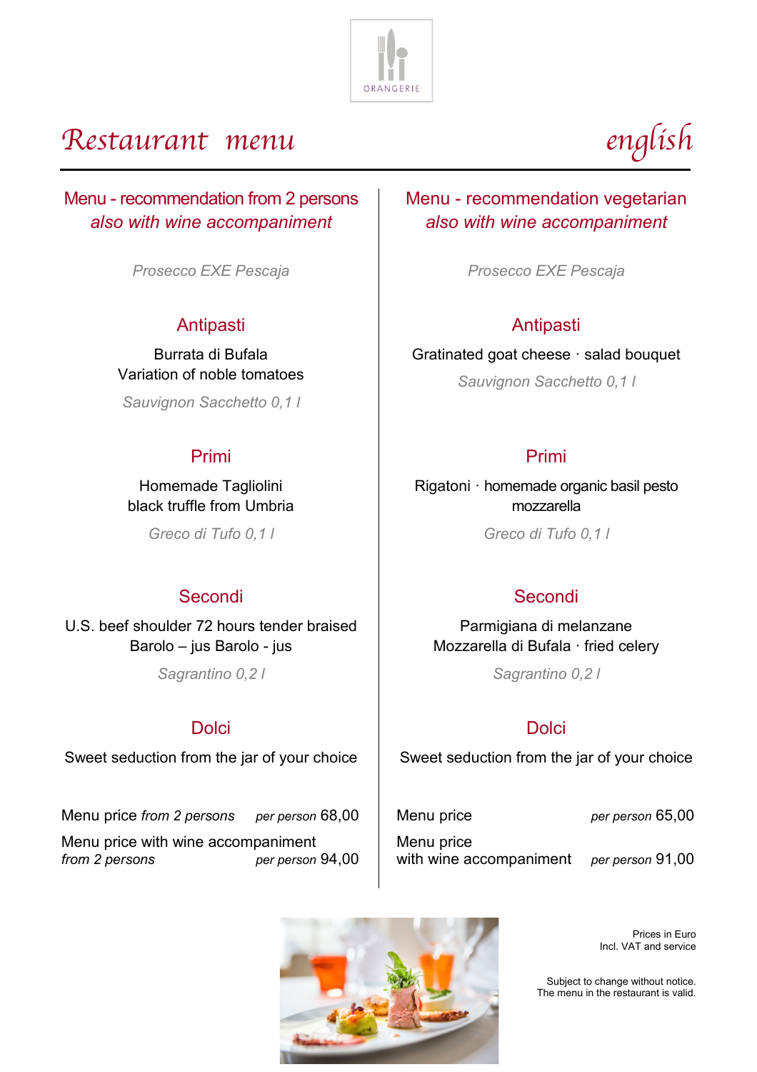ORANGERIE

# Restaurant menu

english

## Menu - recommendation from 2 persons
*also with wine accompaniment*

*Prosecco EXE Pescaja*

### Antipasti

Burrata di Bufala
Variation of noble tomatoes

*Sauvignon Sacchetto 0,1 l*

### Primi

Homemade Tagliolini
black truffle from Umbria

*Greco di Tufo 0,1 l*

### Secondi

U.S. beef shoulder 72 hours tender braised
Barolo – jus Barolo - jus

*Sagrantino 0,2 l*

### Dolci

Sweet seduction from the jar of your choice

Menu price *from 2 persons* — *per person* 68,00

Menu price with wine accompaniment *from 2 persons* — *per person* 94,00

## Menu - recommendation vegetarian
*also with wine accompaniment*

*Prosecco EXE Pescaja*

### Antipasti

Gratinated goat cheese · salad bouquet

*Sauvignon Sacchetto 0,1 l*

### Primi

Rigatoni · homemade organic basil pesto
mozzarella

*Greco di Tufo 0,1 l*

### Secondi

Parmigiana di melanzane
Mozzarella di Bufala · fried celery

*Sagrantino 0,2 l*

### Dolci

Sweet seduction from the jar of your choice

Menu price — *per person* 65,00

Menu price with wine accompaniment — *per person* 91,00

Prices in Euro
Incl. VAT and service

Subject to change without notice.
The menu in the restaurant is valid.